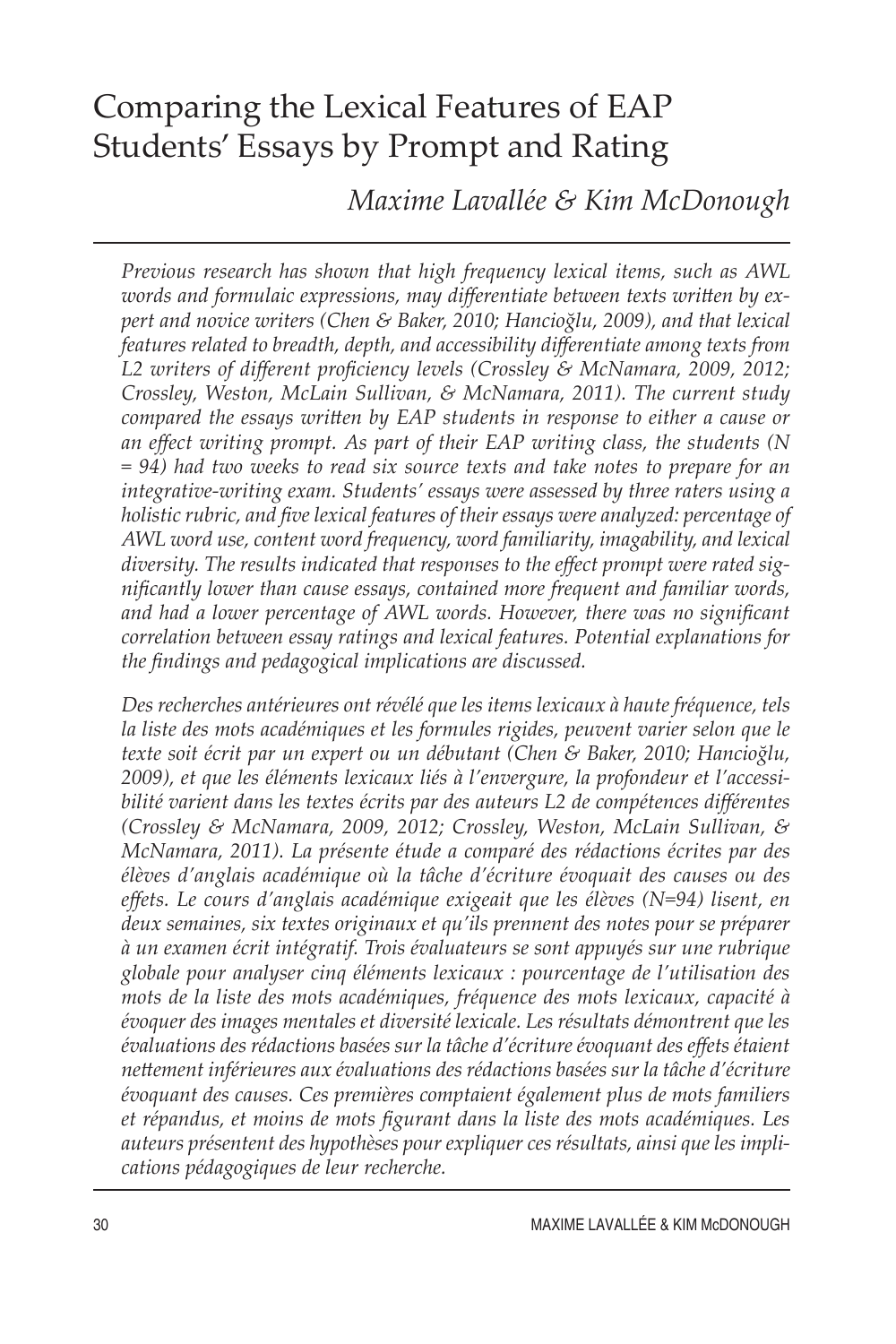# Comparing the Lexical Features of EAP Students' Essays by Prompt and Rating

*Maxime Lavallée & Kim McDonough*

*Previous research has shown that high frequency lexical items, such as AWL words and formulaic expressions, may differentiate between texts written by expert and novice writers (Chen & Baker, 2010; Hancioğlu, 2009), and that lexical features related to breadth, depth, and accessibility differentiate among texts from L2 writers of different proficiency levels (Crossley & McNamara, 2009, 2012; Crossley, Weston, McLain Sullivan, & McNamara, 2011). The current study compared the essays written by EAP students in response to either a cause or an effect writing prompt. As part of their EAP writing class, the students (N = 94) had two weeks to read six source texts and take notes to prepare for an integrative-writing exam. Students' essays were assessed by three raters using a holistic rubric, and five lexical features of their essays were analyzed: percentage of AWL word use, content word frequency, word familiarity, imagability, and lexical diversity. The results indicated that responses to the effect prompt were rated significantly lower than cause essays, contained more frequent and familiar words, and had a lower percentage of AWL words. However, there was no significant correlation between essay ratings and lexical features. Potential explanations for the findings and pedagogical implications are discussed.*

*Des recherches antérieures ont révélé que les items lexicaux à haute fréquence, tels la liste des mots académiques et les formules rigides, peuvent varier selon que le texte soit écrit par un expert ou un débutant (Chen & Baker, 2010; Hancioğlu, 2009), et que les éléments lexicaux liés à l'envergure, la profondeur et l'accessibilité varient dans les textes écrits par des auteurs L2 de compétences différentes (Crossley & McNamara, 2009, 2012; Crossley, Weston, McLain Sullivan, & McNamara, 2011). La présente étude a comparé des rédactions écrites par des élèves d'anglais académique où la tâche d'écriture évoquait des causes ou des effets. Le cours d'anglais académique exigeait que les élèves (N=94) lisent, en deux semaines, six textes originaux et qu'ils prennent des notes pour se préparer à un examen écrit intégratif. Trois évaluateurs se sont appuyés sur une rubrique globale pour analyser cinq éléments lexicaux : pourcentage de l'utilisation des mots de la liste des mots académiques, fréquence des mots lexicaux, capacité à évoquer des images mentales et diversité lexicale. Les résultats démontrent que les évaluations des rédactions basées sur la tâche d'écriture évoquant des effets étaient nettement inférieures aux évaluations des rédactions basées sur la tâche d'écriture évoquant des causes. Ces premières comptaient également plus de mots familiers et répandus, et moins de mots figurant dans la liste des mots académiques. Les auteurs présentent des hypothèses pour expliquer ces résultats, ainsi que les implications pédagogiques de leur recherche.*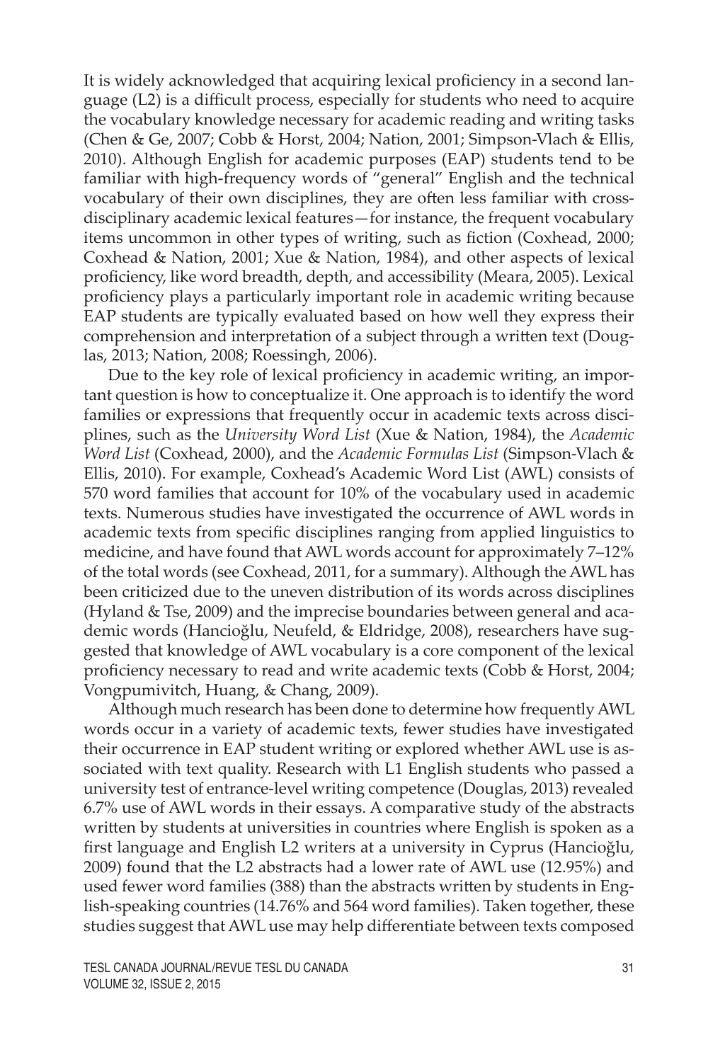It is widely acknowledged that acquiring lexical proficiency in a second language (L2) is a difficult process, especially for students who need to acquire the vocabulary knowledge necessary for academic reading and writing tasks (Chen & Ge, 2007; Cobb & Horst, 2004; Nation, 2001; Simpson-Vlach & Ellis, 2010). Although English for academic purposes (EAP) students tend to be familiar with high-frequency words of "general" English and the technical vocabulary of their own disciplines, they are often less familiar with cross-disciplinary academic lexical features—for instance, the frequent vocabulary items uncommon in other types of writing, such as fiction (Coxhead, 2000; Coxhead & Nation, 2001; Xue & Nation, 1984), and other aspects of lexical proficiency, like word breadth, depth, and accessibility (Meara, 2005). Lexical proficiency plays a particularly important role in academic writing because EAP students are typically evaluated based on how well they express their comprehension and interpretation of a subject through a written text (Douglas, 2013; Nation, 2008; Roessingh, 2006).

Due to the key role of lexical proficiency in academic writing, an important question is how to conceptualize it. One approach is to identify the word families or expressions that frequently occur in academic texts across disciplines, such as the *University Word List* (Xue & Nation, 1984), the *Academic Word List* (Coxhead, 2000), and the *Academic Formulas List* (Simpson-Vlach & Ellis, 2010). For example, Coxhead's Academic Word List (AWL) consists of 570 word families that account for 10% of the vocabulary used in academic texts. Numerous studies have investigated the occurrence of AWL words in academic texts from specific disciplines ranging from applied linguistics to medicine, and have found that AWL words account for approximately 7–12% of the total words (see Coxhead, 2011, for a summary). Although the AWL has been criticized due to the uneven distribution of its words across disciplines (Hyland & Tse, 2009) and the imprecise boundaries between general and academic words (Hancioğlu, Neufeld, & Eldridge, 2008), researchers have suggested that knowledge of AWL vocabulary is a core component of the lexical proficiency necessary to read and write academic texts (Cobb & Horst, 2004; Vongpumivitch, Huang, & Chang, 2009).

Although much research has been done to determine how frequently AWL words occur in a variety of academic texts, fewer studies have investigated their occurrence in EAP student writing or explored whether AWL use is associated with text quality. Research with L1 English students who passed a university test of entrance-level writing competence (Douglas, 2013) revealed 6.7% use of AWL words in their essays. A comparative study of the abstracts written by students at universities in countries where English is spoken as a first language and English L2 writers at a university in Cyprus (Hancioğlu, 2009) found that the L2 abstracts had a lower rate of AWL use (12.95%) and used fewer word families (388) than the abstracts written by students in English-speaking countries (14.76% and 564 word families). Taken together, these studies suggest that AWL use may help differentiate between texts composed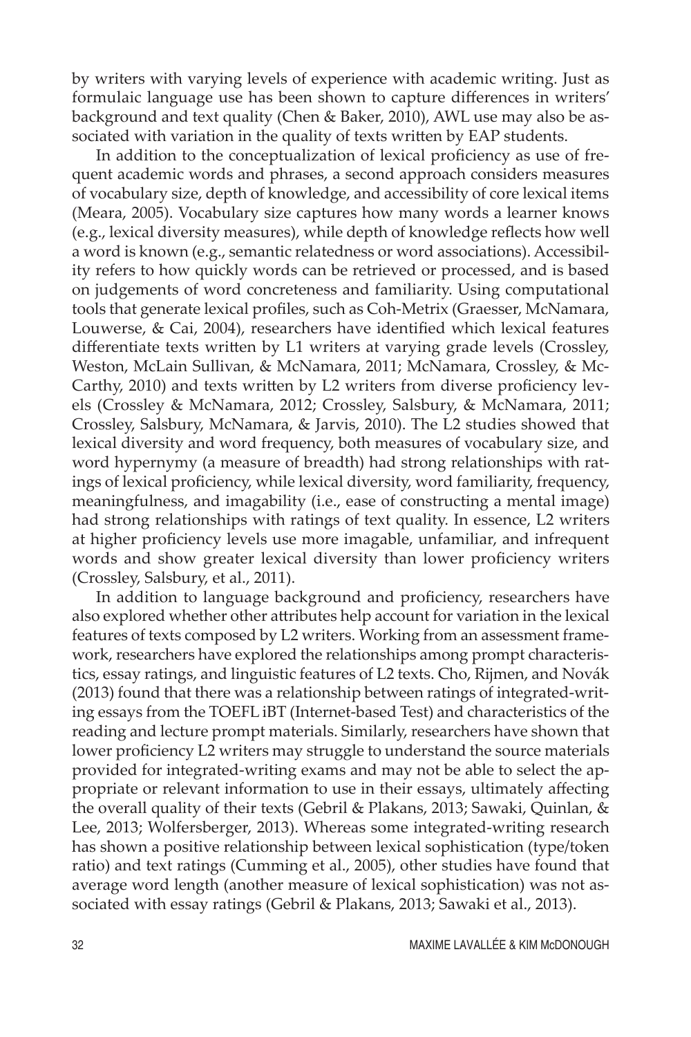by writers with varying levels of experience with academic writing. Just as formulaic language use has been shown to capture differences in writers' background and text quality (Chen & Baker, 2010), AWL use may also be associated with variation in the quality of texts written by EAP students.

In addition to the conceptualization of lexical proficiency as use of frequent academic words and phrases, a second approach considers measures of vocabulary size, depth of knowledge, and accessibility of core lexical items (Meara, 2005). Vocabulary size captures how many words a learner knows (e.g., lexical diversity measures), while depth of knowledge reflects how well a word is known (e.g., semantic relatedness or word associations). Accessibility refers to how quickly words can be retrieved or processed, and is based on judgements of word concreteness and familiarity. Using computational tools that generate lexical profiles, such as Coh-Metrix (Graesser, McNamara, Louwerse, & Cai, 2004), researchers have identified which lexical features differentiate texts written by L1 writers at varying grade levels (Crossley, Weston, McLain Sullivan, & McNamara, 2011; McNamara, Crossley, & McCarthy, 2010) and texts written by L2 writers from diverse proficiency levels (Crossley & McNamara, 2012; Crossley, Salsbury, & McNamara, 2011; Crossley, Salsbury, McNamara, & Jarvis, 2010). The L2 studies showed that lexical diversity and word frequency, both measures of vocabulary size, and word hypernymy (a measure of breadth) had strong relationships with ratings of lexical proficiency, while lexical diversity, word familiarity, frequency, meaningfulness, and imagability (i.e., ease of constructing a mental image) had strong relationships with ratings of text quality. In essence, L2 writers at higher proficiency levels use more imagable, unfamiliar, and infrequent words and show greater lexical diversity than lower proficiency writers (Crossley, Salsbury, et al., 2011).

In addition to language background and proficiency, researchers have also explored whether other attributes help account for variation in the lexical features of texts composed by L2 writers. Working from an assessment framework, researchers have explored the relationships among prompt characteristics, essay ratings, and linguistic features of L2 texts. Cho, Rijmen, and Novák (2013) found that there was a relationship between ratings of integrated-writing essays from the TOEFL iBT (Internet-based Test) and characteristics of the reading and lecture prompt materials. Similarly, researchers have shown that lower proficiency L2 writers may struggle to understand the source materials provided for integrated-writing exams and may not be able to select the appropriate or relevant information to use in their essays, ultimately affecting the overall quality of their texts (Gebril & Plakans, 2013; Sawaki, Quinlan, & Lee, 2013; Wolfersberger, 2013). Whereas some integrated-writing research has shown a positive relationship between lexical sophistication (type/token ratio) and text ratings (Cumming et al., 2005), other studies have found that average word length (another measure of lexical sophistication) was not associated with essay ratings (Gebril & Plakans, 2013; Sawaki et al., 2013).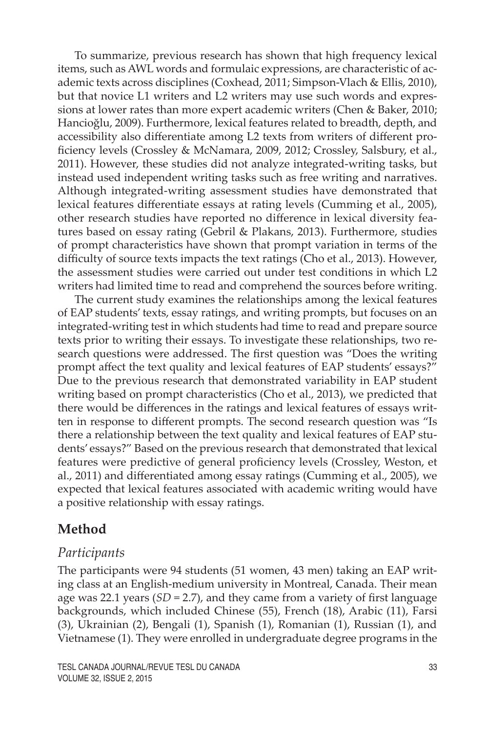To summarize, previous research has shown that high frequency lexical items, such as AWL words and formulaic expressions, are characteristic of academic texts across disciplines (Coxhead, 2011; Simpson-Vlach & Ellis, 2010), but that novice L1 writers and L2 writers may use such words and expressions at lower rates than more expert academic writers (Chen & Baker, 2010; Hancioğlu, 2009). Furthermore, lexical features related to breadth, depth, and accessibility also differentiate among L2 texts from writers of different proficiency levels (Crossley & McNamara, 2009, 2012; Crossley, Salsbury, et al., 2011). However, these studies did not analyze integrated-writing tasks, but instead used independent writing tasks such as free writing and narratives. Although integrated-writing assessment studies have demonstrated that lexical features differentiate essays at rating levels (Cumming et al., 2005), other research studies have reported no difference in lexical diversity features based on essay rating (Gebril & Plakans, 2013). Furthermore, studies of prompt characteristics have shown that prompt variation in terms of the difficulty of source texts impacts the text ratings (Cho et al., 2013). However, the assessment studies were carried out under test conditions in which L2 writers had limited time to read and comprehend the sources before writing.

The current study examines the relationships among the lexical features of EAP students' texts, essay ratings, and writing prompts, but focuses on an integrated-writing test in which students had time to read and prepare source texts prior to writing their essays. To investigate these relationships, two research questions were addressed. The first question was "Does the writing prompt affect the text quality and lexical features of EAP students' essays?" Due to the previous research that demonstrated variability in EAP student writing based on prompt characteristics (Cho et al., 2013), we predicted that there would be differences in the ratings and lexical features of essays written in response to different prompts. The second research question was "Is there a relationship between the text quality and lexical features of EAP students' essays?" Based on the previous research that demonstrated that lexical features were predictive of general proficiency levels (Crossley, Weston, et al., 2011) and differentiated among essay ratings (Cumming et al., 2005), we expected that lexical features associated with academic writing would have a positive relationship with essay ratings.

## Method

### *Participants*

The participants were 94 students (51 women, 43 men) taking an EAP writing class at an English-medium university in Montreal, Canada. Their mean age was 22.1 years (*SD* = 2.7), and they came from a variety of first language backgrounds, which included Chinese (55), French (18), Arabic (11), Farsi (3), Ukrainian (2), Bengali (1), Spanish (1), Romanian (1), Russian (1), and Vietnamese (1). They were enrolled in undergraduate degree programs in the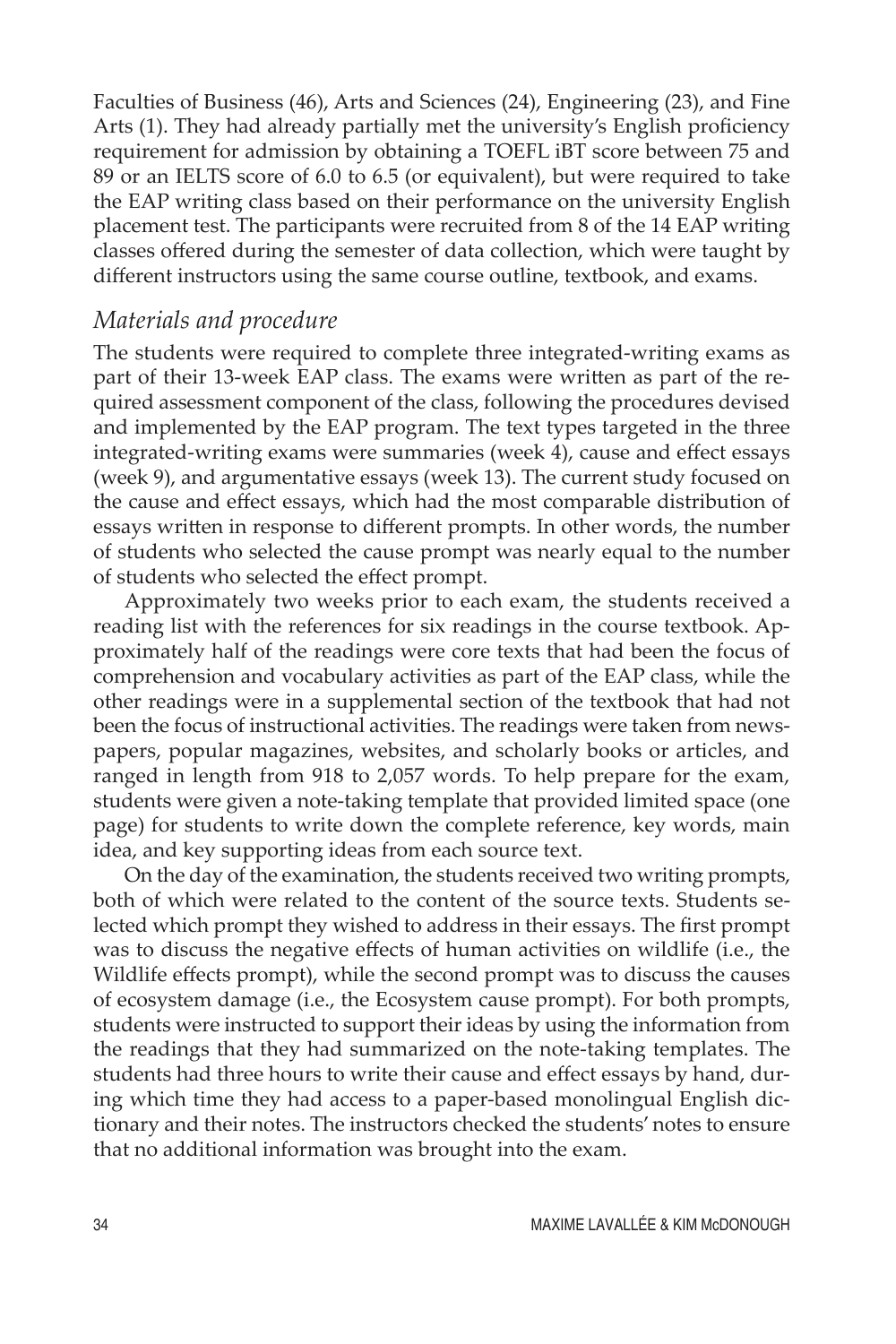Faculties of Business (46), Arts and Sciences (24), Engineering (23), and Fine Arts (1). They had already partially met the university's English proficiency requirement for admission by obtaining a TOEFL iBT score between 75 and 89 or an IELTS score of 6.0 to 6.5 (or equivalent), but were required to take the EAP writing class based on their performance on the university English placement test. The participants were recruited from 8 of the 14 EAP writing classes offered during the semester of data collection, which were taught by different instructors using the same course outline, textbook, and exams.

### *Materials and procedure*

The students were required to complete three integrated-writing exams as part of their 13-week EAP class. The exams were written as part of the required assessment component of the class, following the procedures devised and implemented by the EAP program. The text types targeted in the three integrated-writing exams were summaries (week 4), cause and effect essays (week 9), and argumentative essays (week 13). The current study focused on the cause and effect essays, which had the most comparable distribution of essays written in response to different prompts. In other words, the number of students who selected the cause prompt was nearly equal to the number of students who selected the effect prompt.

Approximately two weeks prior to each exam, the students received a reading list with the references for six readings in the course textbook. Approximately half of the readings were core texts that had been the focus of comprehension and vocabulary activities as part of the EAP class, while the other readings were in a supplemental section of the textbook that had not been the focus of instructional activities. The readings were taken from newspapers, popular magazines, websites, and scholarly books or articles, and ranged in length from 918 to 2,057 words. To help prepare for the exam, students were given a note-taking template that provided limited space (one page) for students to write down the complete reference, key words, main idea, and key supporting ideas from each source text.

On the day of the examination, the students received two writing prompts, both of which were related to the content of the source texts. Students selected which prompt they wished to address in their essays. The first prompt was to discuss the negative effects of human activities on wildlife (i.e., the Wildlife effects prompt), while the second prompt was to discuss the causes of ecosystem damage (i.e., the Ecosystem cause prompt). For both prompts, students were instructed to support their ideas by using the information from the readings that they had summarized on the note-taking templates. The students had three hours to write their cause and effect essays by hand, during which time they had access to a paper-based monolingual English dictionary and their notes. The instructors checked the students' notes to ensure that no additional information was brought into the exam.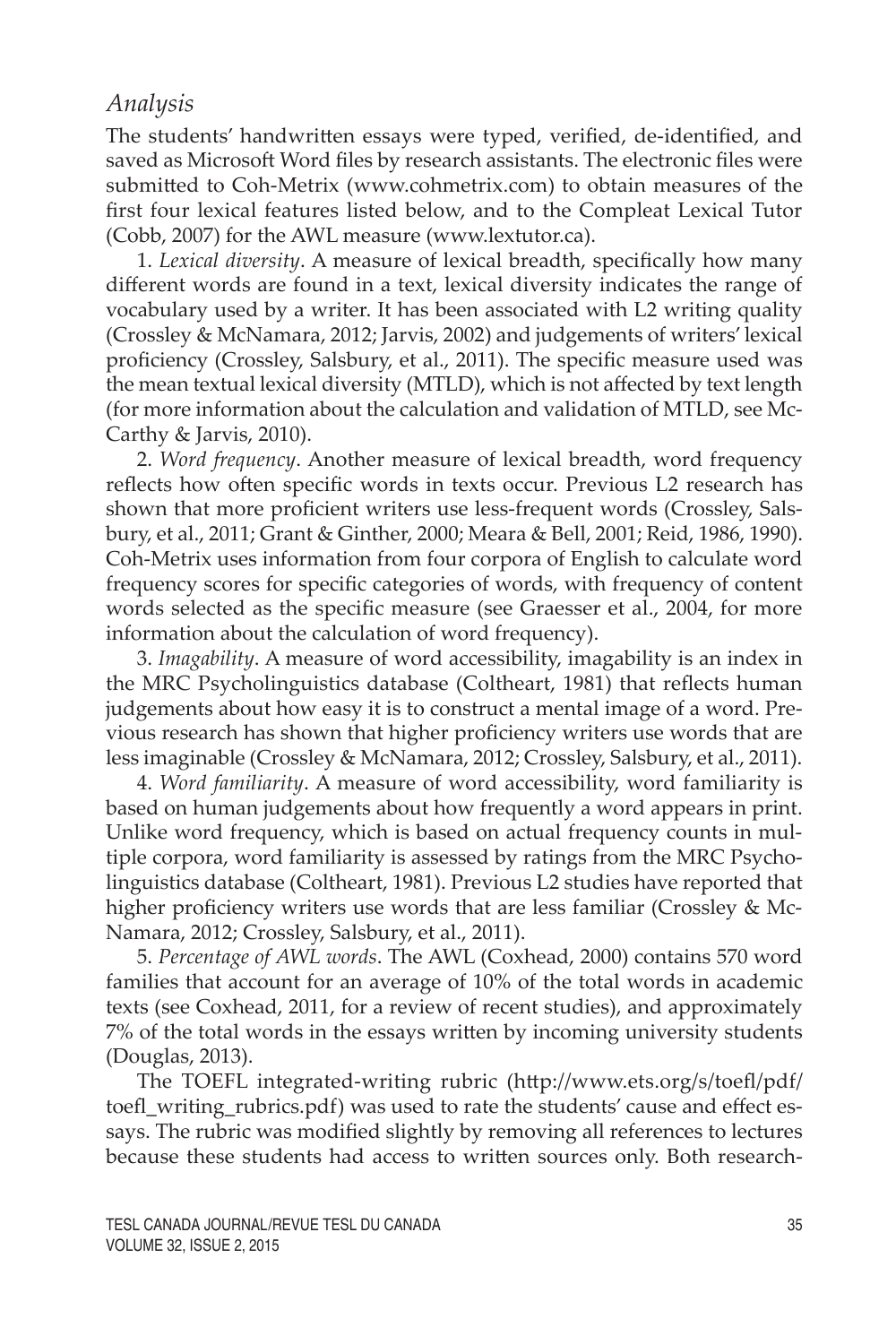## *Analysis*

The students' handwritten essays were typed, verified, de-identified, and saved as Microsoft Word files by research assistants. The electronic files were submitted to Coh-Metrix (www.cohmetrix.com) to obtain measures of the first four lexical features listed below, and to the Compleat Lexical Tutor (Cobb, 2007) for the AWL measure (www.lextutor.ca).

1. *Lexical diversity*. A measure of lexical breadth, specifically how many different words are found in a text, lexical diversity indicates the range of vocabulary used by a writer. It has been associated with L2 writing quality (Crossley & McNamara, 2012; Jarvis, 2002) and judgements of writers' lexical proficiency (Crossley, Salsbury, et al., 2011). The specific measure used was the mean textual lexical diversity (MTLD), which is not affected by text length (for more information about the calculation and validation of MTLD, see McCarthy & Jarvis, 2010).

2. *Word frequency*. Another measure of lexical breadth, word frequency reflects how often specific words in texts occur. Previous L2 research has shown that more proficient writers use less-frequent words (Crossley, Salsbury, et al., 2011; Grant & Ginther, 2000; Meara & Bell, 2001; Reid, 1986, 1990). Coh-Metrix uses information from four corpora of English to calculate word frequency scores for specific categories of words, with frequency of content words selected as the specific measure (see Graesser et al., 2004, for more information about the calculation of word frequency).

3. *Imagability*. A measure of word accessibility, imagability is an index in the MRC Psycholinguistics database (Coltheart, 1981) that reflects human judgements about how easy it is to construct a mental image of a word. Previous research has shown that higher proficiency writers use words that are less imaginable (Crossley & McNamara, 2012; Crossley, Salsbury, et al., 2011).

4. *Word familiarity*. A measure of word accessibility, word familiarity is based on human judgements about how frequently a word appears in print. Unlike word frequency, which is based on actual frequency counts in multiple corpora, word familiarity is assessed by ratings from the MRC Psycholinguistics database (Coltheart, 1981). Previous L2 studies have reported that higher proficiency writers use words that are less familiar (Crossley & McNamara, 2012; Crossley, Salsbury, et al., 2011).

5. *Percentage of AWL words*. The AWL (Coxhead, 2000) contains 570 word families that account for an average of 10% of the total words in academic texts (see Coxhead, 2011, for a review of recent studies), and approximately 7% of the total words in the essays written by incoming university students (Douglas, 2013).

The TOEFL integrated-writing rubric (http://www.ets.org/s/toefl/pdf/toefl_writing_rubrics.pdf) was used to rate the students' cause and effect essays. The rubric was modified slightly by removing all references to lectures because these students had access to written sources only. Both research-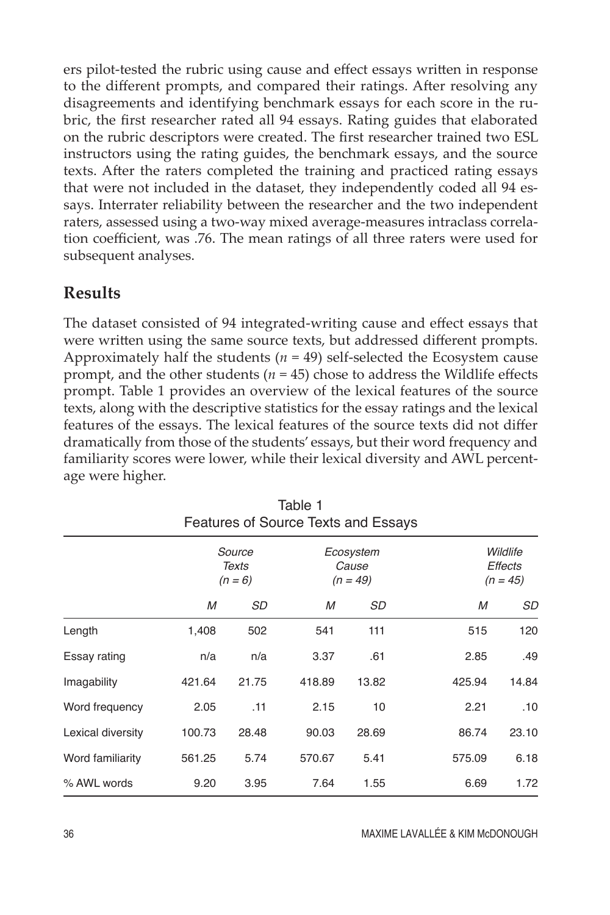ers pilot-tested the rubric using cause and effect essays written in response to the different prompts, and compared their ratings. After resolving any disagreements and identifying benchmark essays for each score in the rubric, the first researcher rated all 94 essays. Rating guides that elaborated on the rubric descriptors were created. The first researcher trained two ESL instructors using the rating guides, the benchmark essays, and the source texts. After the raters completed the training and practiced rating essays that were not included in the dataset, they independently coded all 94 essays. Interrater reliability between the researcher and the two independent raters, assessed using a two-way mixed average-measures intraclass correlation coefficient, was .76. The mean ratings of all three raters were used for subsequent analyses.

## Results

The dataset consisted of 94 integrated-writing cause and effect essays that were written using the same source texts, but addressed different prompts. Approximately half the students ($n = 49$) self-selected the Ecosystem cause prompt, and the other students ($n = 45$) chose to address the Wildlife effects prompt. Table 1 provides an overview of the lexical features of the source texts, along with the descriptive statistics for the essay ratings and the lexical features of the essays. The lexical features of the source texts did not differ dramatically from those of the students' essays, but their word frequency and familiarity scores were lower, while their lexical diversity and AWL percentage were higher.

Table 1
Features of Source Texts and Essays

| | *Source Texts* ($n = 6$) | | *Ecosystem Cause* ($n = 49$) | | *Wildlife Effects* ($n = 45$) | |
|---|---|---|---|---|---|---|
| | *M* | *SD* | *M* | *SD* | *M* | *SD* |
| Length | 1,408 | 502 | 541 | 111 | 515 | 120 |
| Essay rating | n/a | n/a | 3.37 | .61 | 2.85 | .49 |
| Imagability | 421.64 | 21.75 | 418.89 | 13.82 | 425.94 | 14.84 |
| Word frequency | 2.05 | .11 | 2.15 | 10 | 2.21 | .10 |
| Lexical diversity | 100.73 | 28.48 | 90.03 | 28.69 | 86.74 | 23.10 |
| Word familiarity | 561.25 | 5.74 | 570.67 | 5.41 | 575.09 | 6.18 |
| % AWL words | 9.20 | 3.95 | 7.64 | 1.55 | 6.69 | 1.72 |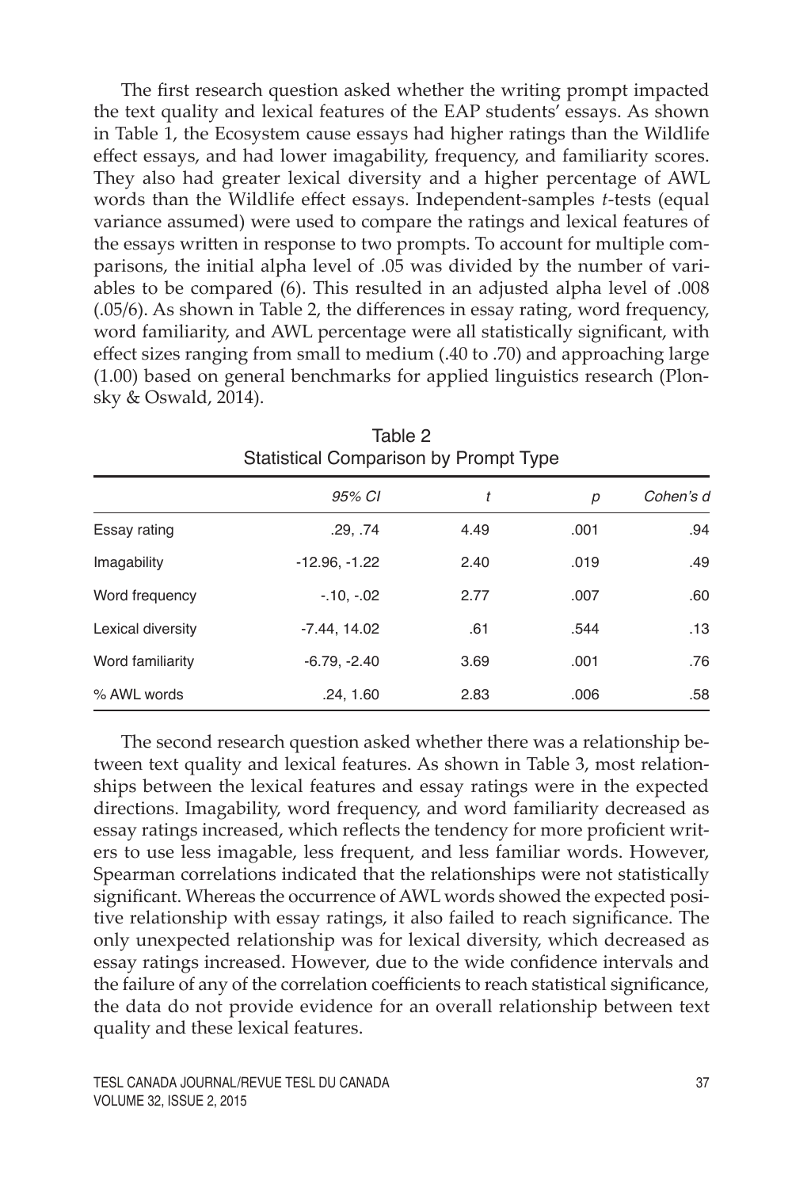The first research question asked whether the writing prompt impacted the text quality and lexical features of the EAP students' essays. As shown in Table 1, the Ecosystem cause essays had higher ratings than the Wildlife effect essays, and had lower imagability, frequency, and familiarity scores. They also had greater lexical diversity and a higher percentage of AWL words than the Wildlife effect essays. Independent-samples *t*-tests (equal variance assumed) were used to compare the ratings and lexical features of the essays written in response to two prompts. To account for multiple comparisons, the initial alpha level of .05 was divided by the number of variables to be compared (6). This resulted in an adjusted alpha level of .008 (.05/6). As shown in Table 2, the differences in essay rating, word frequency, word familiarity, and AWL percentage were all statistically significant, with effect sizes ranging from small to medium (.40 to .70) and approaching large (1.00) based on general benchmarks for applied linguistics research (Plonsky & Oswald, 2014).

Table 2
Statistical Comparison by Prompt Type

| | *95% CI* | *t* | *p* | *Cohen's d* |
|---|---|---|---|---|
| Essay rating | .29, .74 | 4.49 | .001 | .94 |
| Imagability | -12.96, -1.22 | 2.40 | .019 | .49 |
| Word frequency | -.10, -.02 | 2.77 | .007 | .60 |
| Lexical diversity | -7.44, 14.02 | .61 | .544 | .13 |
| Word familiarity | -6.79, -2.40 | 3.69 | .001 | .76 |
| % AWL words | .24, 1.60 | 2.83 | .006 | .58 |

The second research question asked whether there was a relationship between text quality and lexical features. As shown in Table 3, most relationships between the lexical features and essay ratings were in the expected directions. Imagability, word frequency, and word familiarity decreased as essay ratings increased, which reflects the tendency for more proficient writers to use less imagable, less frequent, and less familiar words. However, Spearman correlations indicated that the relationships were not statistically significant. Whereas the occurrence of AWL words showed the expected positive relationship with essay ratings, it also failed to reach significance. The only unexpected relationship was for lexical diversity, which decreased as essay ratings increased. However, due to the wide confidence intervals and the failure of any of the correlation coefficients to reach statistical significance, the data do not provide evidence for an overall relationship between text quality and these lexical features.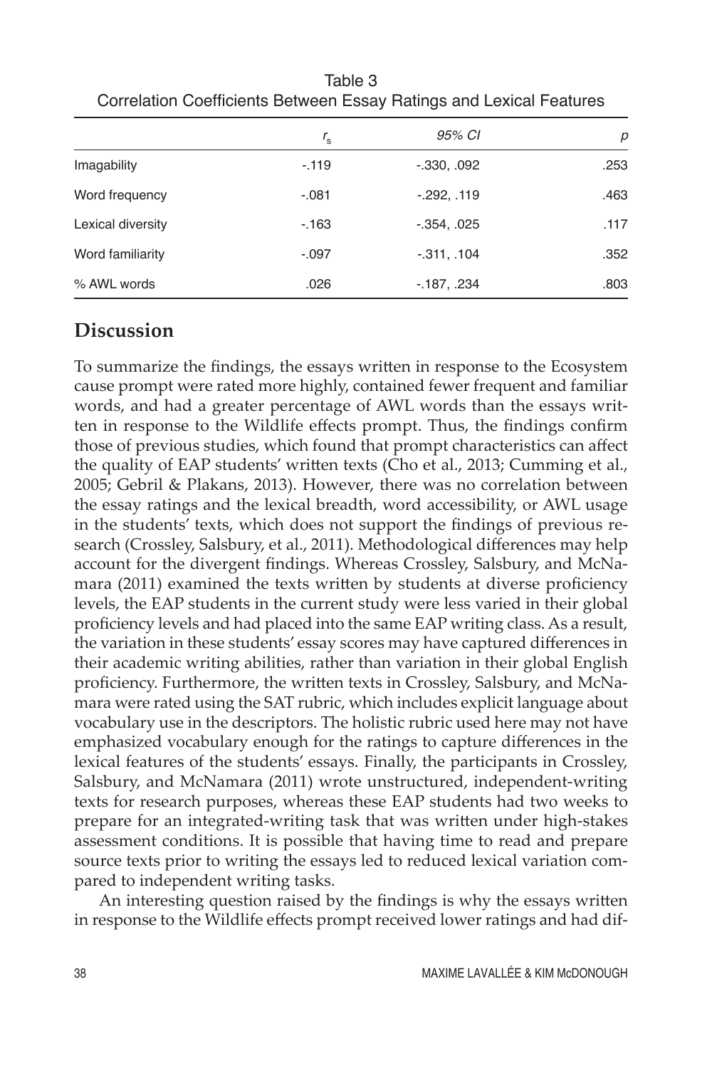Table 3
Correlation Coefficients Between Essay Ratings and Lexical Features

| | $r_s$ | *95% CI* | *p* |
|---|---|---|---|
| Imagability | -.119 | -.330, .092 | .253 |
| Word frequency | -.081 | -.292, .119 | .463 |
| Lexical diversity | -.163 | -.354, .025 | .117 |
| Word familiarity | -.097 | -.311, .104 | .352 |
| % AWL words | .026 | -.187, .234 | .803 |

## Discussion

To summarize the findings, the essays written in response to the Ecosystem cause prompt were rated more highly, contained fewer frequent and familiar words, and had a greater percentage of AWL words than the essays written in response to the Wildlife effects prompt. Thus, the findings confirm those of previous studies, which found that prompt characteristics can affect the quality of EAP students' written texts (Cho et al., 2013; Cumming et al., 2005; Gebril & Plakans, 2013). However, there was no correlation between the essay ratings and the lexical breadth, word accessibility, or AWL usage in the students' texts, which does not support the findings of previous research (Crossley, Salsbury, et al., 2011). Methodological differences may help account for the divergent findings. Whereas Crossley, Salsbury, and McNamara (2011) examined the texts written by students at diverse proficiency levels, the EAP students in the current study were less varied in their global proficiency levels and had placed into the same EAP writing class. As a result, the variation in these students' essay scores may have captured differences in their academic writing abilities, rather than variation in their global English proficiency. Furthermore, the written texts in Crossley, Salsbury, and McNamara were rated using the SAT rubric, which includes explicit language about vocabulary use in the descriptors. The holistic rubric used here may not have emphasized vocabulary enough for the ratings to capture differences in the lexical features of the students' essays. Finally, the participants in Crossley, Salsbury, and McNamara (2011) wrote unstructured, independent-writing texts for research purposes, whereas these EAP students had two weeks to prepare for an integrated-writing task that was written under high-stakes assessment conditions. It is possible that having time to read and prepare source texts prior to writing the essays led to reduced lexical variation compared to independent writing tasks.

An interesting question raised by the findings is why the essays written in response to the Wildlife effects prompt received lower ratings and had dif-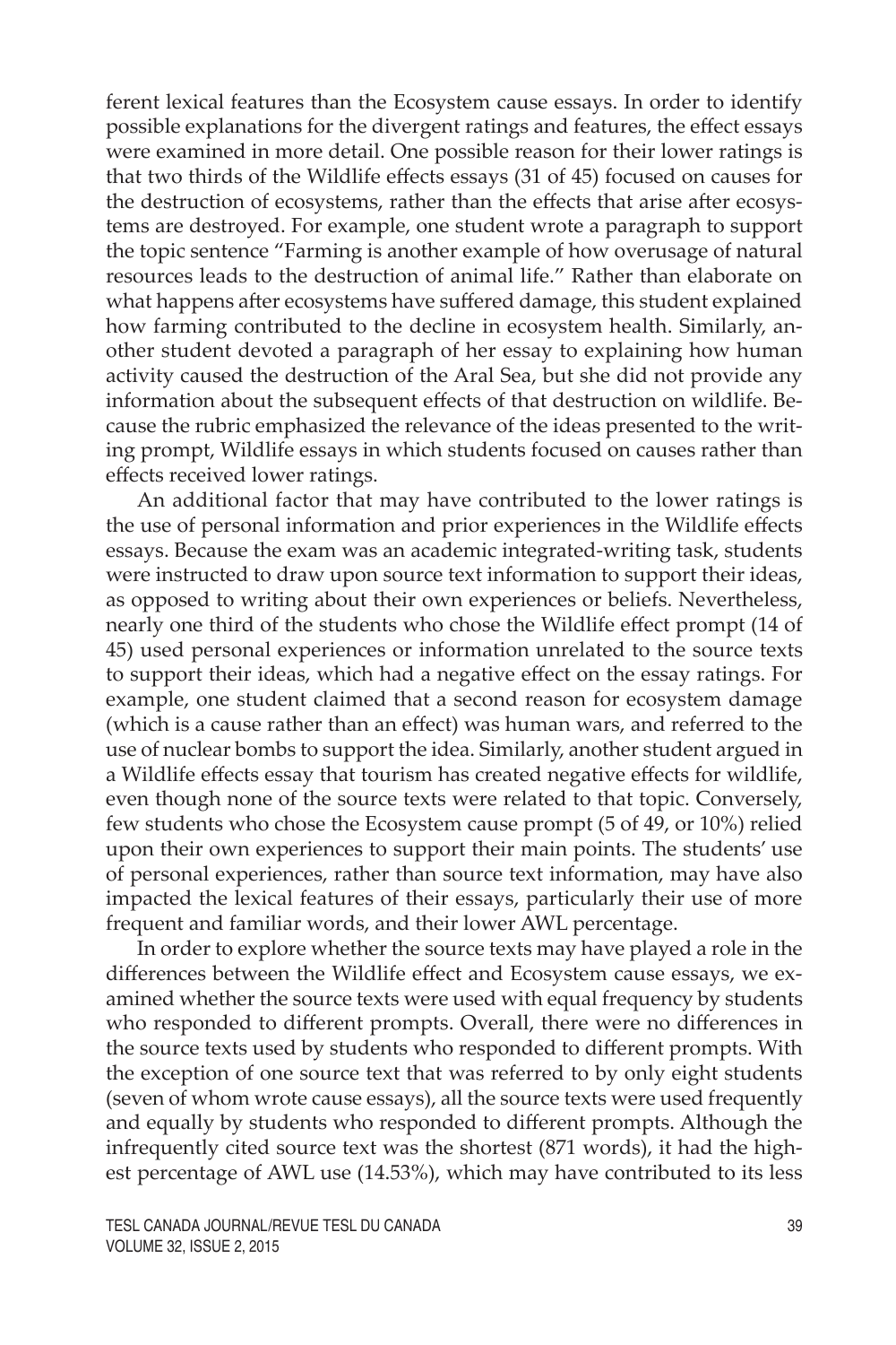ferent lexical features than the Ecosystem cause essays. In order to identify possible explanations for the divergent ratings and features, the effect essays were examined in more detail. One possible reason for their lower ratings is that two thirds of the Wildlife effects essays (31 of 45) focused on causes for the destruction of ecosystems, rather than the effects that arise after ecosystems are destroyed. For example, one student wrote a paragraph to support the topic sentence "Farming is another example of how overusage of natural resources leads to the destruction of animal life." Rather than elaborate on what happens after ecosystems have suffered damage, this student explained how farming contributed to the decline in ecosystem health. Similarly, another student devoted a paragraph of her essay to explaining how human activity caused the destruction of the Aral Sea, but she did not provide any information about the subsequent effects of that destruction on wildlife. Because the rubric emphasized the relevance of the ideas presented to the writing prompt, Wildlife essays in which students focused on causes rather than effects received lower ratings.

An additional factor that may have contributed to the lower ratings is the use of personal information and prior experiences in the Wildlife effects essays. Because the exam was an academic integrated-writing task, students were instructed to draw upon source text information to support their ideas, as opposed to writing about their own experiences or beliefs. Nevertheless, nearly one third of the students who chose the Wildlife effect prompt (14 of 45) used personal experiences or information unrelated to the source texts to support their ideas, which had a negative effect on the essay ratings. For example, one student claimed that a second reason for ecosystem damage (which is a cause rather than an effect) was human wars, and referred to the use of nuclear bombs to support the idea. Similarly, another student argued in a Wildlife effects essay that tourism has created negative effects for wildlife, even though none of the source texts were related to that topic. Conversely, few students who chose the Ecosystem cause prompt (5 of 49, or 10%) relied upon their own experiences to support their main points. The students' use of personal experiences, rather than source text information, may have also impacted the lexical features of their essays, particularly their use of more frequent and familiar words, and their lower AWL percentage.

In order to explore whether the source texts may have played a role in the differences between the Wildlife effect and Ecosystem cause essays, we examined whether the source texts were used with equal frequency by students who responded to different prompts. Overall, there were no differences in the source texts used by students who responded to different prompts. With the exception of one source text that was referred to by only eight students (seven of whom wrote cause essays), all the source texts were used frequently and equally by students who responded to different prompts. Although the infrequently cited source text was the shortest (871 words), it had the highest percentage of AWL use (14.53%), which may have contributed to its less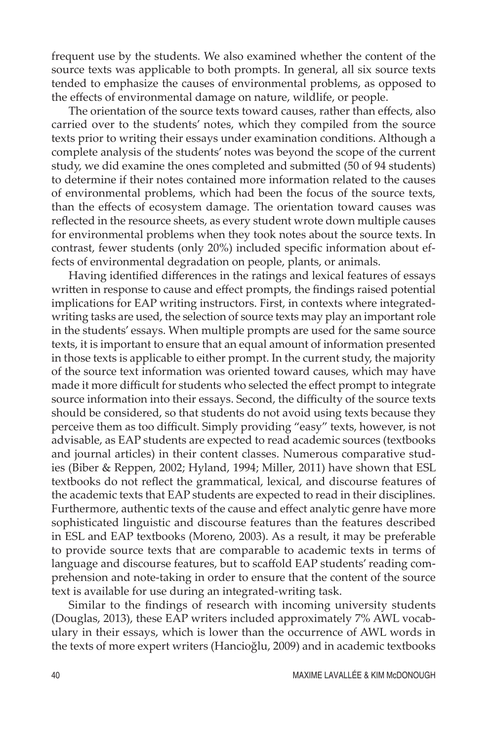frequent use by the students. We also examined whether the content of the source texts was applicable to both prompts. In general, all six source texts tended to emphasize the causes of environmental problems, as opposed to the effects of environmental damage on nature, wildlife, or people.

The orientation of the source texts toward causes, rather than effects, also carried over to the students' notes, which they compiled from the source texts prior to writing their essays under examination conditions. Although a complete analysis of the students' notes was beyond the scope of the current study, we did examine the ones completed and submitted (50 of 94 students) to determine if their notes contained more information related to the causes of environmental problems, which had been the focus of the source texts, than the effects of ecosystem damage. The orientation toward causes was reflected in the resource sheets, as every student wrote down multiple causes for environmental problems when they took notes about the source texts. In contrast, fewer students (only 20%) included specific information about effects of environmental degradation on people, plants, or animals.

Having identified differences in the ratings and lexical features of essays written in response to cause and effect prompts, the findings raised potential implications for EAP writing instructors. First, in contexts where integrated-writing tasks are used, the selection of source texts may play an important role in the students' essays. When multiple prompts are used for the same source texts, it is important to ensure that an equal amount of information presented in those texts is applicable to either prompt. In the current study, the majority of the source text information was oriented toward causes, which may have made it more difficult for students who selected the effect prompt to integrate source information into their essays. Second, the difficulty of the source texts should be considered, so that students do not avoid using texts because they perceive them as too difficult. Simply providing "easy" texts, however, is not advisable, as EAP students are expected to read academic sources (textbooks and journal articles) in their content classes. Numerous comparative studies (Biber & Reppen, 2002; Hyland, 1994; Miller, 2011) have shown that ESL textbooks do not reflect the grammatical, lexical, and discourse features of the academic texts that EAP students are expected to read in their disciplines. Furthermore, authentic texts of the cause and effect analytic genre have more sophisticated linguistic and discourse features than the features described in ESL and EAP textbooks (Moreno, 2003). As a result, it may be preferable to provide source texts that are comparable to academic texts in terms of language and discourse features, but to scaffold EAP students' reading comprehension and note-taking in order to ensure that the content of the source text is available for use during an integrated-writing task.

Similar to the findings of research with incoming university students (Douglas, 2013), these EAP writers included approximately 7% AWL vocabulary in their essays, which is lower than the occurrence of AWL words in the texts of more expert writers (Hancioğlu, 2009) and in academic textbooks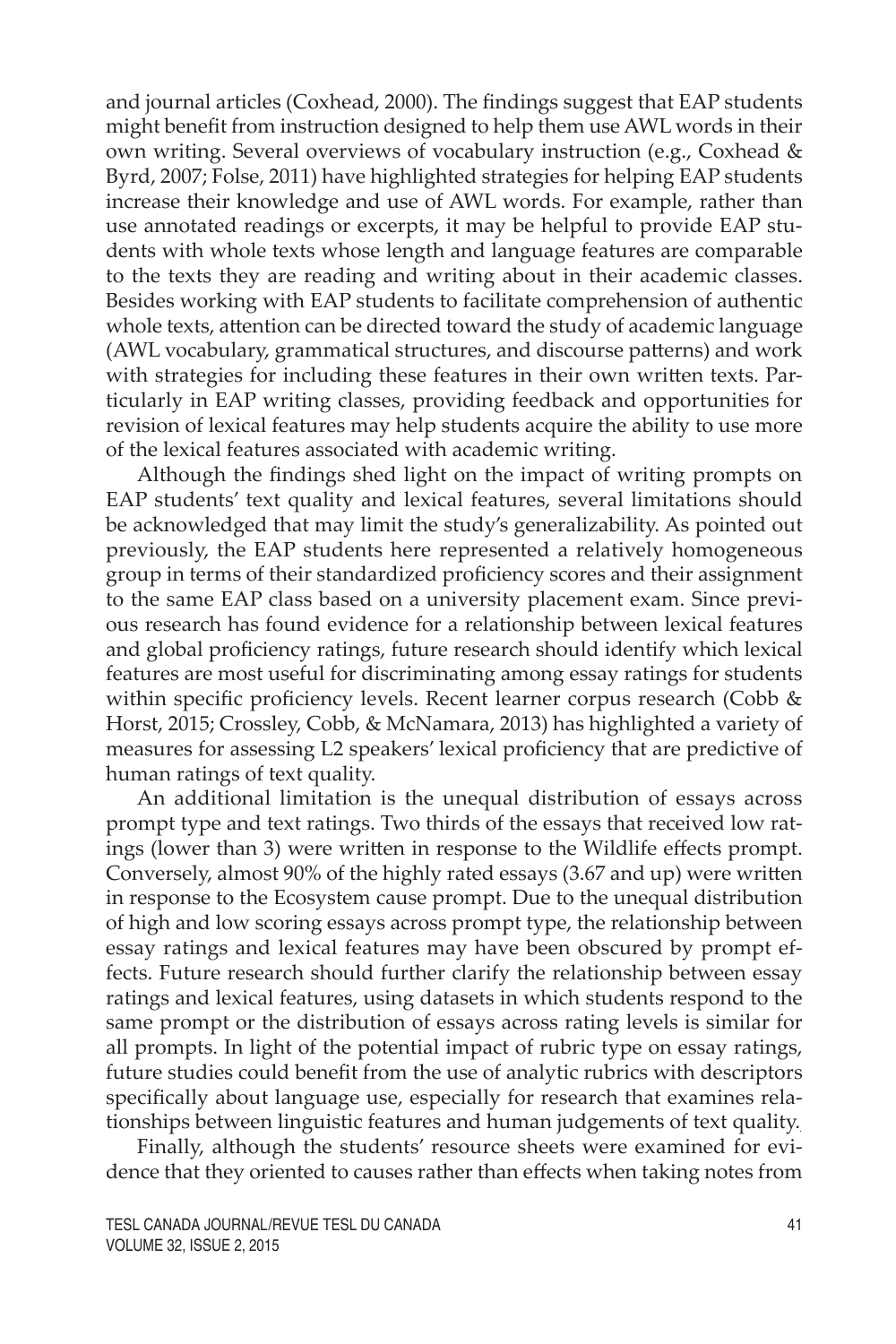and journal articles (Coxhead, 2000). The findings suggest that EAP students might benefit from instruction designed to help them use AWL words in their own writing. Several overviews of vocabulary instruction (e.g., Coxhead & Byrd, 2007; Folse, 2011) have highlighted strategies for helping EAP students increase their knowledge and use of AWL words. For example, rather than use annotated readings or excerpts, it may be helpful to provide EAP students with whole texts whose length and language features are comparable to the texts they are reading and writing about in their academic classes. Besides working with EAP students to facilitate comprehension of authentic whole texts, attention can be directed toward the study of academic language (AWL vocabulary, grammatical structures, and discourse patterns) and work with strategies for including these features in their own written texts. Particularly in EAP writing classes, providing feedback and opportunities for revision of lexical features may help students acquire the ability to use more of the lexical features associated with academic writing.

Although the findings shed light on the impact of writing prompts on EAP students' text quality and lexical features, several limitations should be acknowledged that may limit the study's generalizability. As pointed out previously, the EAP students here represented a relatively homogeneous group in terms of their standardized proficiency scores and their assignment to the same EAP class based on a university placement exam. Since previous research has found evidence for a relationship between lexical features and global proficiency ratings, future research should identify which lexical features are most useful for discriminating among essay ratings for students within specific proficiency levels. Recent learner corpus research (Cobb & Horst, 2015; Crossley, Cobb, & McNamara, 2013) has highlighted a variety of measures for assessing L2 speakers' lexical proficiency that are predictive of human ratings of text quality.

An additional limitation is the unequal distribution of essays across prompt type and text ratings. Two thirds of the essays that received low ratings (lower than 3) were written in response to the Wildlife effects prompt. Conversely, almost 90% of the highly rated essays (3.67 and up) were written in response to the Ecosystem cause prompt. Due to the unequal distribution of high and low scoring essays across prompt type, the relationship between essay ratings and lexical features may have been obscured by prompt effects. Future research should further clarify the relationship between essay ratings and lexical features, using datasets in which students respond to the same prompt or the distribution of essays across rating levels is similar for all prompts. In light of the potential impact of rubric type on essay ratings, future studies could benefit from the use of analytic rubrics with descriptors specifically about language use, especially for research that examines relationships between linguistic features and human judgements of text quality.

Finally, although the students' resource sheets were examined for evidence that they oriented to causes rather than effects when taking notes from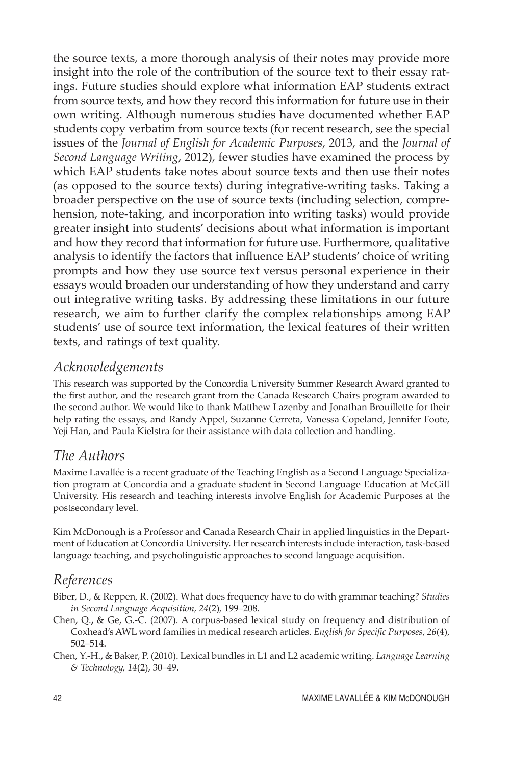the source texts, a more thorough analysis of their notes may provide more insight into the role of the contribution of the source text to their essay ratings. Future studies should explore what information EAP students extract from source texts, and how they record this information for future use in their own writing. Although numerous studies have documented whether EAP students copy verbatim from source texts (for recent research, see the special issues of the *Journal of English for Academic Purposes*, 2013, and the *Journal of Second Language Writing*, 2012), fewer studies have examined the process by which EAP students take notes about source texts and then use their notes (as opposed to the source texts) during integrative-writing tasks. Taking a broader perspective on the use of source texts (including selection, comprehension, note-taking, and incorporation into writing tasks) would provide greater insight into students' decisions about what information is important and how they record that information for future use. Furthermore, qualitative analysis to identify the factors that influence EAP students' choice of writing prompts and how they use source text versus personal experience in their essays would broaden our understanding of how they understand and carry out integrative writing tasks. By addressing these limitations in our future research, we aim to further clarify the complex relationships among EAP students' use of source text information, the lexical features of their written texts, and ratings of text quality.

## *Acknowledgements*

This research was supported by the Concordia University Summer Research Award granted to the first author, and the research grant from the Canada Research Chairs program awarded to the second author. We would like to thank Matthew Lazenby and Jonathan Brouillette for their help rating the essays, and Randy Appel, Suzanne Cerreta, Vanessa Copeland, Jennifer Foote, Yeji Han, and Paula Kielstra for their assistance with data collection and handling.

## *The Authors*

Maxime Lavallée is a recent graduate of the Teaching English as a Second Language Specialization program at Concordia and a graduate student in Second Language Education at McGill University. His research and teaching interests involve English for Academic Purposes at the postsecondary level.

Kim McDonough is a Professor and Canada Research Chair in applied linguistics in the Department of Education at Concordia University. Her research interests include interaction, task-based language teaching, and psycholinguistic approaches to second language acquisition.

## *References*

Biber, D., & Reppen, R. (2002). What does frequency have to do with grammar teaching? *Studies in Second Language Acquisition, 24*(2), 199–208.

Chen, Q., & Ge, G.-C. (2007). A corpus-based lexical study on frequency and distribution of Coxhead's AWL word families in medical research articles. *English for Specific Purposes*, *26*(4), 502–514.

Chen, Y.-H., & Baker, P. (2010). Lexical bundles in L1 and L2 academic writing. *Language Learning & Technology, 14*(2), 30–49.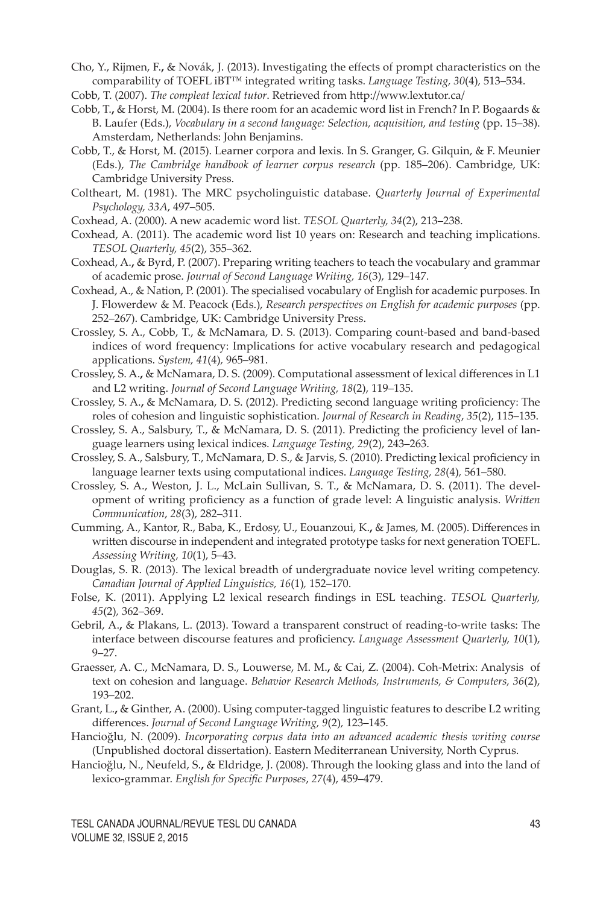Cho, Y., Rijmen, F., & Novák, J. (2013). Investigating the effects of prompt characteristics on the comparability of TOEFL iBT™ integrated writing tasks. *Language Testing, 30*(4), 513–534.

Cobb, T. (2007). *The compleat lexical tutor*. Retrieved from http://www.lextutor.ca/

Cobb, T., & Horst, M. (2004). Is there room for an academic word list in French? In P. Bogaards & B. Laufer (Eds.), *Vocabulary in a second language: Selection, acquisition, and testing* (pp. 15–38). Amsterdam, Netherlands: John Benjamins.

Cobb, T., & Horst, M. (2015). Learner corpora and lexis. In S. Granger, G. Gilquin, & F. Meunier (Eds.), *The Cambridge handbook of learner corpus research* (pp. 185–206). Cambridge, UK: Cambridge University Press.

Coltheart, M. (1981). The MRC psycholinguistic database. *Quarterly Journal of Experimental Psychology, 33A*, 497–505.

Coxhead, A. (2000). A new academic word list. *TESOL Quarterly, 34*(2), 213–238.

Coxhead, A. (2011). The academic word list 10 years on: Research and teaching implications. *TESOL Quarterly, 45*(2), 355–362.

Coxhead, A., & Byrd, P. (2007). Preparing writing teachers to teach the vocabulary and grammar of academic prose. *Journal of Second Language Writing, 16*(3), 129–147.

Coxhead, A., & Nation, P. (2001). The specialised vocabulary of English for academic purposes. In J. Flowerdew & M. Peacock (Eds.), *Research perspectives on English for academic purposes* (pp. 252–267). Cambridge, UK: Cambridge University Press.

Crossley, S. A., Cobb, T., & McNamara, D. S. (2013). Comparing count-based and band-based indices of word frequency: Implications for active vocabulary research and pedagogical applications. *System, 41*(4), 965–981.

Crossley, S. A., & McNamara, D. S. (2009). Computational assessment of lexical differences in L1 and L2 writing. *Journal of Second Language Writing, 18*(2), 119–135.

Crossley, S. A., & McNamara, D. S. (2012). Predicting second language writing proficiency: The roles of cohesion and linguistic sophistication. *Journal of Research in Reading*, *35*(2), 115–135.

Crossley, S. A., Salsbury, T., & McNamara, D. S. (2011). Predicting the proficiency level of language learners using lexical indices. *Language Testing, 29*(2), 243–263.

Crossley, S. A., Salsbury, T., McNamara, D. S., & Jarvis, S. (2010). Predicting lexical proficiency in language learner texts using computational indices. *Language Testing, 28*(4), 561–580.

Crossley, S. A., Weston, J. L., McLain Sullivan, S. T., & McNamara, D. S. (2011). The development of writing proficiency as a function of grade level: A linguistic analysis. *Written Communication*, *28*(3), 282–311.

Cumming, A., Kantor, R., Baba, K., Erdosy, U., Eouanzoui, K., & James, M. (2005). Differences in written discourse in independent and integrated prototype tasks for next generation TOEFL. *Assessing Writing, 10*(1), 5–43.

Douglas, S. R. (2013). The lexical breadth of undergraduate novice level writing competency. *Canadian Journal of Applied Linguistics, 16*(1), 152–170.

Folse, K. (2011). Applying L2 lexical research findings in ESL teaching. *TESOL Quarterly, 45*(2), 362–369.

Gebril, A., & Plakans, L. (2013). Toward a transparent construct of reading-to-write tasks: The interface between discourse features and proficiency. *Language Assessment Quarterly, 10*(1), 9–27.

Graesser, A. C., McNamara, D. S., Louwerse, M. M., & Cai, Z. (2004). Coh-Metrix: Analysis of text on cohesion and language. *Behavior Research Methods, Instruments, & Computers, 36*(2), 193–202.

Grant, L., & Ginther, A. (2000). Using computer-tagged linguistic features to describe L2 writing differences. *Journal of Second Language Writing, 9*(2), 123–145.

Hancioğlu, N. (2009). *Incorporating corpus data into an advanced academic thesis writing course* (Unpublished doctoral dissertation). Eastern Mediterranean University, North Cyprus.

Hancioğlu, N., Neufeld, S., & Eldridge, J. (2008). Through the looking glass and into the land of lexico-grammar. *English for Specific Purposes*, *27*(4), 459–479.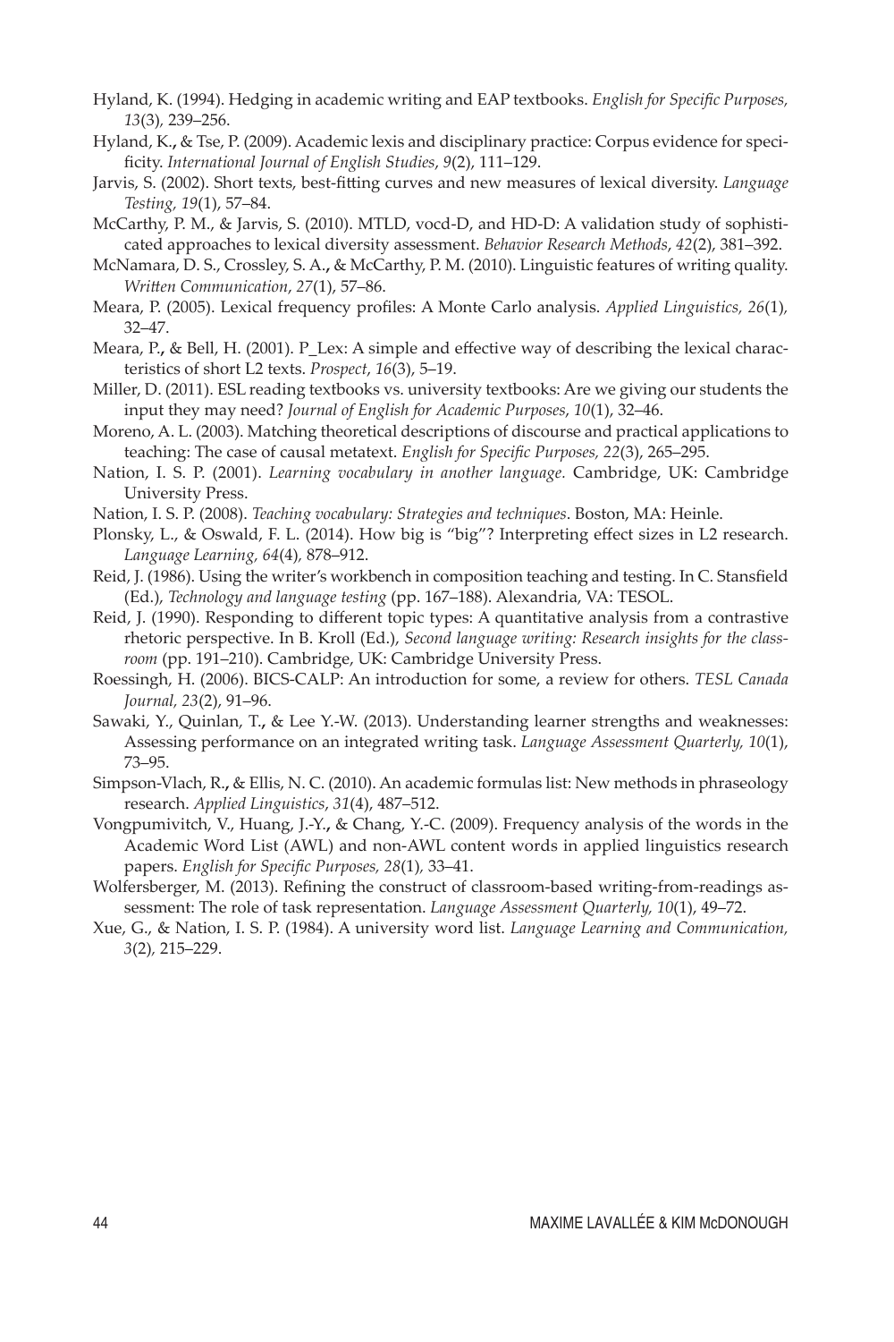Hyland, K. (1994). Hedging in academic writing and EAP textbooks. *English for Specific Purposes, 13*(3), 239–256.

Hyland, K., & Tse, P. (2009). Academic lexis and disciplinary practice: Corpus evidence for specificity. *International Journal of English Studies*, *9*(2), 111–129.

Jarvis, S. (2002). Short texts, best-fitting curves and new measures of lexical diversity. *Language Testing, 19*(1), 57–84.

McCarthy, P. M., & Jarvis, S. (2010). MTLD, vocd-D, and HD-D: A validation study of sophisticated approaches to lexical diversity assessment. *Behavior Research Methods*, *42*(2), 381–392.

McNamara, D. S., Crossley, S. A., & McCarthy, P. M. (2010). Linguistic features of writing quality. *Written Communication*, *27*(1), 57–86.

Meara, P. (2005). Lexical frequency profiles: A Monte Carlo analysis. *Applied Linguistics, 26*(1), 32–47.

Meara, P., & Bell, H. (2001). P_Lex: A simple and effective way of describing the lexical characteristics of short L2 texts. *Prospect*, *16*(3), 5–19.

Miller, D. (2011). ESL reading textbooks vs. university textbooks: Are we giving our students the input they may need? *Journal of English for Academic Purposes*, *10*(1), 32–46.

Moreno, A. L. (2003). Matching theoretical descriptions of discourse and practical applications to teaching: The case of causal metatext. *English for Specific Purposes, 22*(3), 265–295.

Nation, I. S. P. (2001). *Learning vocabulary in another language.* Cambridge, UK: Cambridge University Press.

Nation, I. S. P. (2008). *Teaching vocabulary: Strategies and techniques*. Boston, MA: Heinle.

Plonsky, L., & Oswald, F. L. (2014). How big is "big"? Interpreting effect sizes in L2 research. *Language Learning, 64*(4), 878–912.

Reid, J. (1986). Using the writer's workbench in composition teaching and testing. In C. Stansfield (Ed.), *Technology and language testing* (pp. 167–188). Alexandria, VA: TESOL.

Reid, J. (1990). Responding to different topic types: A quantitative analysis from a contrastive rhetoric perspective. In B. Kroll (Ed.), *Second language writing: Research insights for the classroom* (pp. 191–210). Cambridge, UK: Cambridge University Press.

Roessingh, H. (2006). BICS-CALP: An introduction for some, a review for others. *TESL Canada Journal, 23*(2), 91–96.

Sawaki, Y., Quinlan, T., & Lee Y.-W. (2013). Understanding learner strengths and weaknesses: Assessing performance on an integrated writing task. *Language Assessment Quarterly, 10*(1), 73–95.

Simpson-Vlach, R., & Ellis, N. C. (2010). An academic formulas list: New methods in phraseology research. *Applied Linguistics*, *31*(4), 487–512.

Vongpumivitch, V., Huang, J.-Y., & Chang, Y.-C. (2009). Frequency analysis of the words in the Academic Word List (AWL) and non-AWL content words in applied linguistics research papers. *English for Specific Purposes, 28*(1), 33–41.

Wolfersberger, M. (2013). Refining the construct of classroom-based writing-from-readings assessment: The role of task representation. *Language Assessment Quarterly, 10*(1), 49–72.

Xue, G., & Nation, I. S. P. (1984). A university word list. *Language Learning and Communication, 3*(2), 215–229.